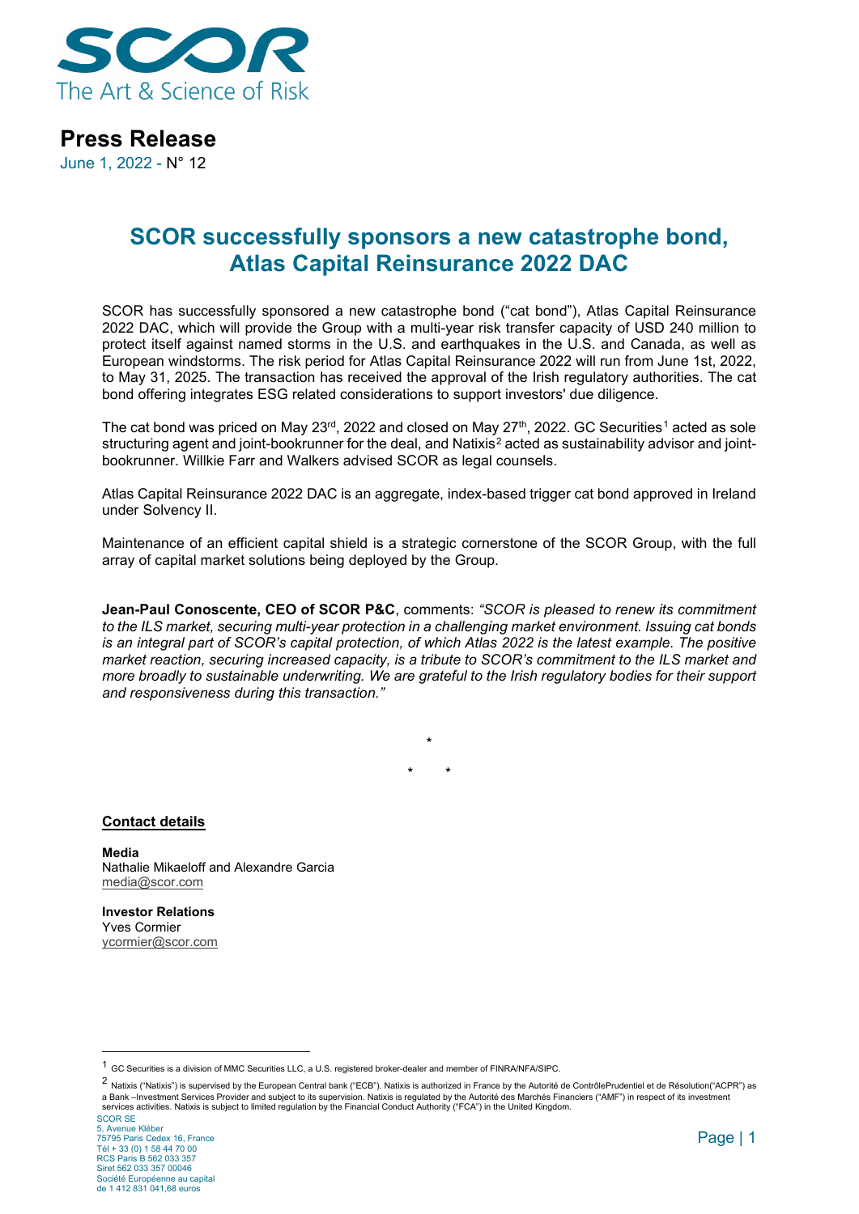# Press Release

June 1, 2022 - N° 12

## SCOR successfully sponsors a new catastrophe bond, Atlas Capital Reinsurance 2022 DAC

SCOR has successfully sponsored a new catastrophe bond ("cat bond"), Atlas Capital Reinsurance 2022 DAC, which will provide the Group with a multi-year risk transfer capacity of USD 240 million to protect itself against named storms in the U.S. and earthquakes in the U.S. and Canada, as well as European windstorms. The risk period for Atlas Capital Reinsurance 2022 will run from June 1st, 2022, to May 31, 2025. The transaction has received the approval of the Irish regulatory authorities. The cat bond offering integrates ESG related considerations to support investors' due diligence.

The cat bond was priced on May 23rd, 2022 and closed on May 27th, 2022. GC Securities[1] acted as sole structuring agent and joint-bookrunner for the deal, and Natixis[2] acted as sustainability advisor and joint-bookrunner. Willkie Farr and Walkers advised SCOR as legal counsels.

Atlas Capital Reinsurance 2022 DAC is an aggregate, index-based trigger cat bond approved in Ireland under Solvency II.

Maintenance of an efficient capital shield is a strategic cornerstone of the SCOR Group, with the full array of capital market solutions being deployed by the Group.

**Jean-Paul Conoscente, CEO of SCOR P&C**, comments: *"SCOR is pleased to renew its commitment to the ILS market, securing multi-year protection in a challenging market environment. Issuing cat bonds is an integral part of SCOR's capital protection, of which Atlas 2022 is the latest example. The positive market reaction, securing increased capacity, is a tribute to SCOR's commitment to the ILS market and more broadly to sustainable underwriting. We are grateful to the Irish regulatory bodies for their support and responsiveness during this transaction."*

\*

\* \*

**Contact details**

**Media**
Nathalie Mikaeloff and Alexandre Garcia
media@scor.com

**Investor Relations**
Yves Cormier
ycormier@scor.com

---

[1] GC Securities is a division of MMC Securities LLC, a U.S. registered broker-dealer and member of FINRA/NFA/SIPC.

[2] Natixis ("Natixis") is supervised by the European Central bank ("ECB"). Natixis is authorized in France by the Autorité de ContrôlePrudentiel et de Résolution("ACPR") as a Bank –Investment Services Provider and subject to its supervision. Natixis is regulated by the Autorité des Marchés Financiers ("AMF") in respect of its investment services activities. Natixis is subject to limited regulation by the Financial Conduct Authority ("FCA") in the United Kingdom.

SCOR SE
5, Avenue Kléber
75795 Paris Cedex 16, France
Tél + 33 (0) 1 58 44 70 00
RCS Paris B 562 033 357
Siret 562 033 357 00046
Société Européenne au capital
de 1 412 831 041,68 euros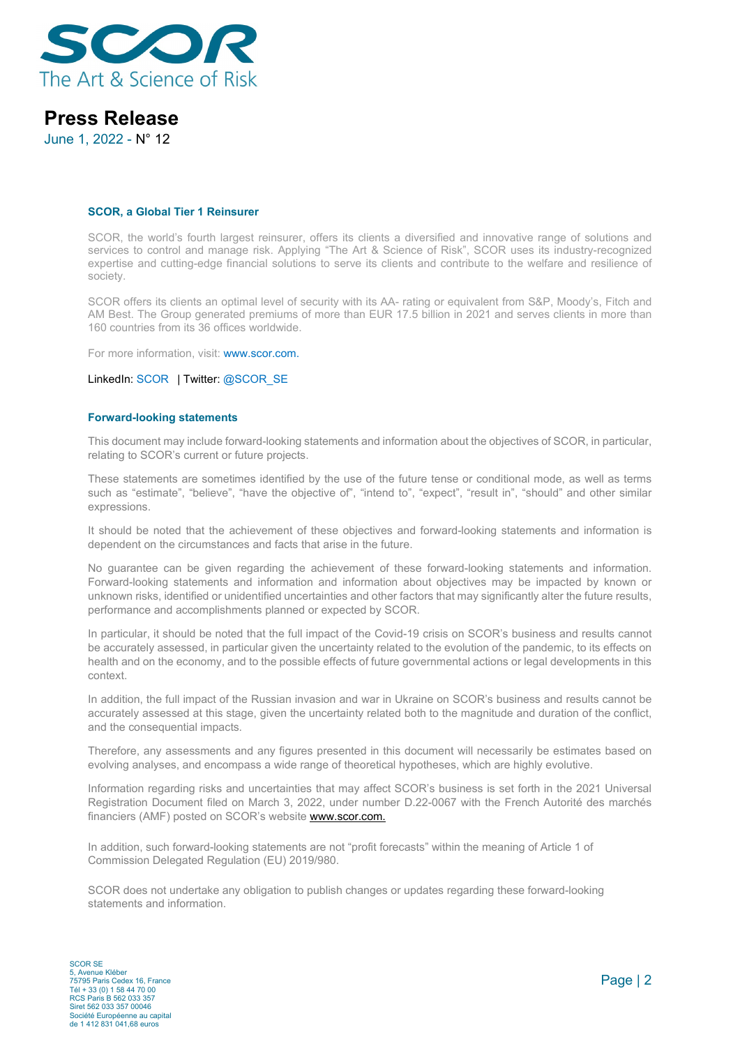# Press Release

June 1, 2022 - N° 12

### SCOR, a Global Tier 1 Reinsurer

SCOR, the world's fourth largest reinsurer, offers its clients a diversified and innovative range of solutions and services to control and manage risk. Applying "The Art & Science of Risk", SCOR uses its industry-recognized expertise and cutting-edge financial solutions to serve its clients and contribute to the welfare and resilience of society.

SCOR offers its clients an optimal level of security with its AA- rating or equivalent from S&P, Moody's, Fitch and AM Best. The Group generated premiums of more than EUR 17.5 billion in 2021 and serves clients in more than 160 countries from its 36 offices worldwide.

For more information, visit: www.scor.com.

LinkedIn: SCOR | Twitter: @SCOR_SE

### Forward-looking statements

This document may include forward-looking statements and information about the objectives of SCOR, in particular, relating to SCOR's current or future projects.

These statements are sometimes identified by the use of the future tense or conditional mode, as well as terms such as "estimate", "believe", "have the objective of", "intend to", "expect", "result in", "should" and other similar expressions.

It should be noted that the achievement of these objectives and forward-looking statements and information is dependent on the circumstances and facts that arise in the future.

No guarantee can be given regarding the achievement of these forward-looking statements and information. Forward-looking statements and information and information about objectives may be impacted by known or unknown risks, identified or unidentified uncertainties and other factors that may significantly alter the future results, performance and accomplishments planned or expected by SCOR.

In particular, it should be noted that the full impact of the Covid-19 crisis on SCOR's business and results cannot be accurately assessed, in particular given the uncertainty related to the evolution of the pandemic, to its effects on health and on the economy, and to the possible effects of future governmental actions or legal developments in this context.

In addition, the full impact of the Russian invasion and war in Ukraine on SCOR's business and results cannot be accurately assessed at this stage, given the uncertainty related both to the magnitude and duration of the conflict, and the consequential impacts.

Therefore, any assessments and any figures presented in this document will necessarily be estimates based on evolving analyses, and encompass a wide range of theoretical hypotheses, which are highly evolutive.

Information regarding risks and uncertainties that may affect SCOR's business is set forth in the 2021 Universal Registration Document filed on March 3, 2022, under number D.22-0067 with the French Autorité des marchés financiers (AMF) posted on SCOR's website www.scor.com.

In addition, such forward-looking statements are not "profit forecasts" within the meaning of Article 1 of Commission Delegated Regulation (EU) 2019/980.

SCOR does not undertake any obligation to publish changes or updates regarding these forward-looking statements and information.

SCOR SE
5, Avenue Kléber
75795 Paris Cedex 16, France
Tél + 33 (0) 1 58 44 70 00
RCS Paris B 562 033 357
Siret 562 033 357 00046
Société Européenne au capital
de 1 412 831 041,68 euros